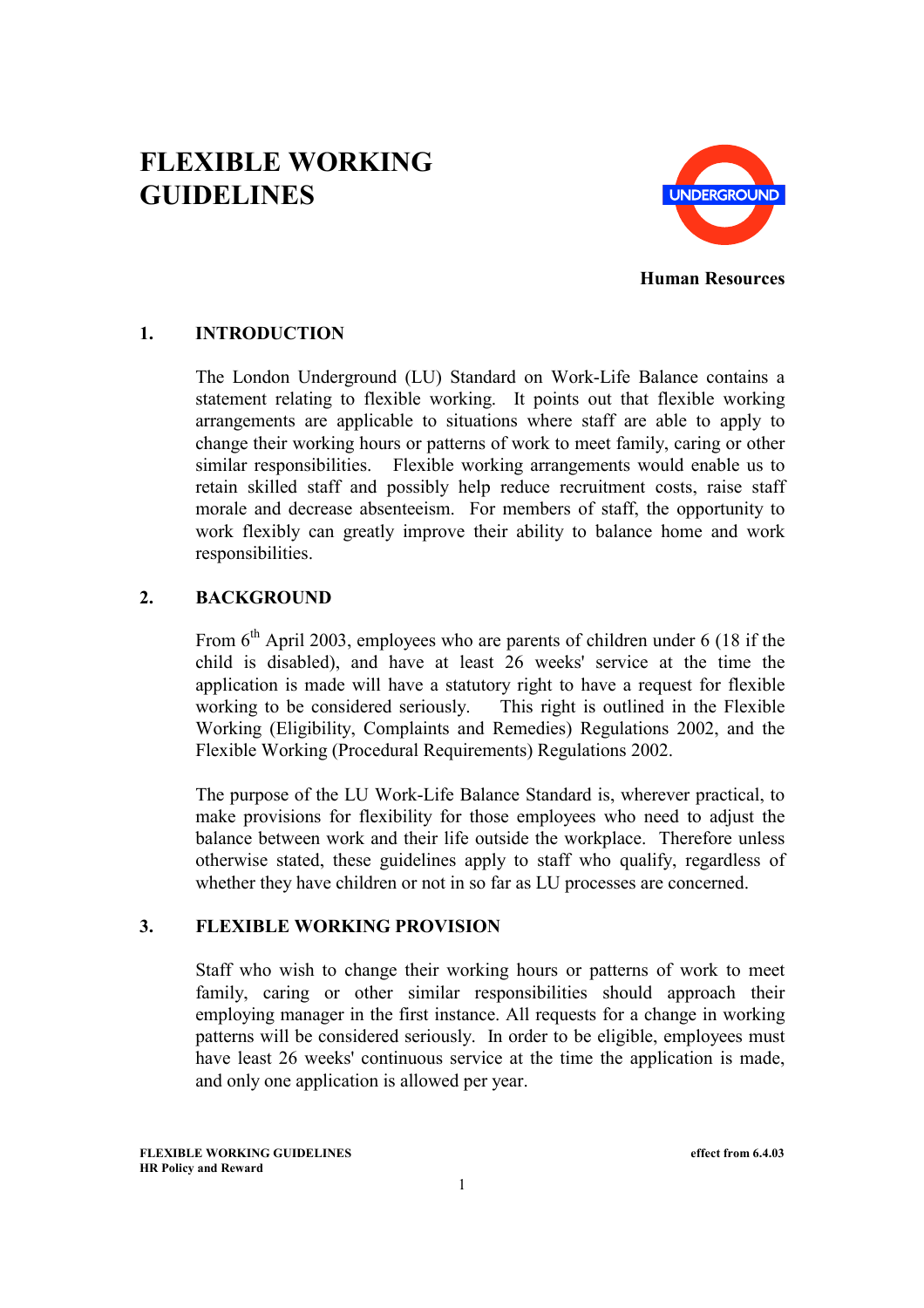# FLEXIBLE WORKING GUIDELINES

UNDERGROUND

**Human Resources**

## 1. INTRODUCTION

The London Underground (LU) Standard on Work-Life Balance contains a statement relating to flexible working. It points out that flexible working arrangements are applicable to situations where staff are able to apply to change their working hours or patterns of work to meet family, caring or other similar responsibilities. Flexible working arrangements would enable us to retain skilled staff and possibly help reduce recruitment costs, raise staff morale and decrease absenteeism. For members of staff, the opportunity to work flexibly can greatly improve their ability to balance home and work responsibilities.

## 2. BACKGROUND

From 6th April 2003, employees who are parents of children under 6 (18 if the child is disabled), and have at least 26 weeks' service at the time the application is made will have a statutory right to have a request for flexible working to be considered seriously. This right is outlined in the Flexible Working (Eligibility, Complaints and Remedies) Regulations 2002, and the Flexible Working (Procedural Requirements) Regulations 2002.

The purpose of the LU Work-Life Balance Standard is, wherever practical, to make provisions for flexibility for those employees who need to adjust the balance between work and their life outside the workplace. Therefore unless otherwise stated, these guidelines apply to staff who qualify, regardless of whether they have children or not in so far as LU processes are concerned.

## 3. FLEXIBLE WORKING PROVISION

Staff who wish to change their working hours or patterns of work to meet family, caring or other similar responsibilities should approach their employing manager in the first instance. All requests for a change in working patterns will be considered seriously. In order to be eligible, employees must have least 26 weeks' continuous service at the time the application is made, and only one application is allowed per year.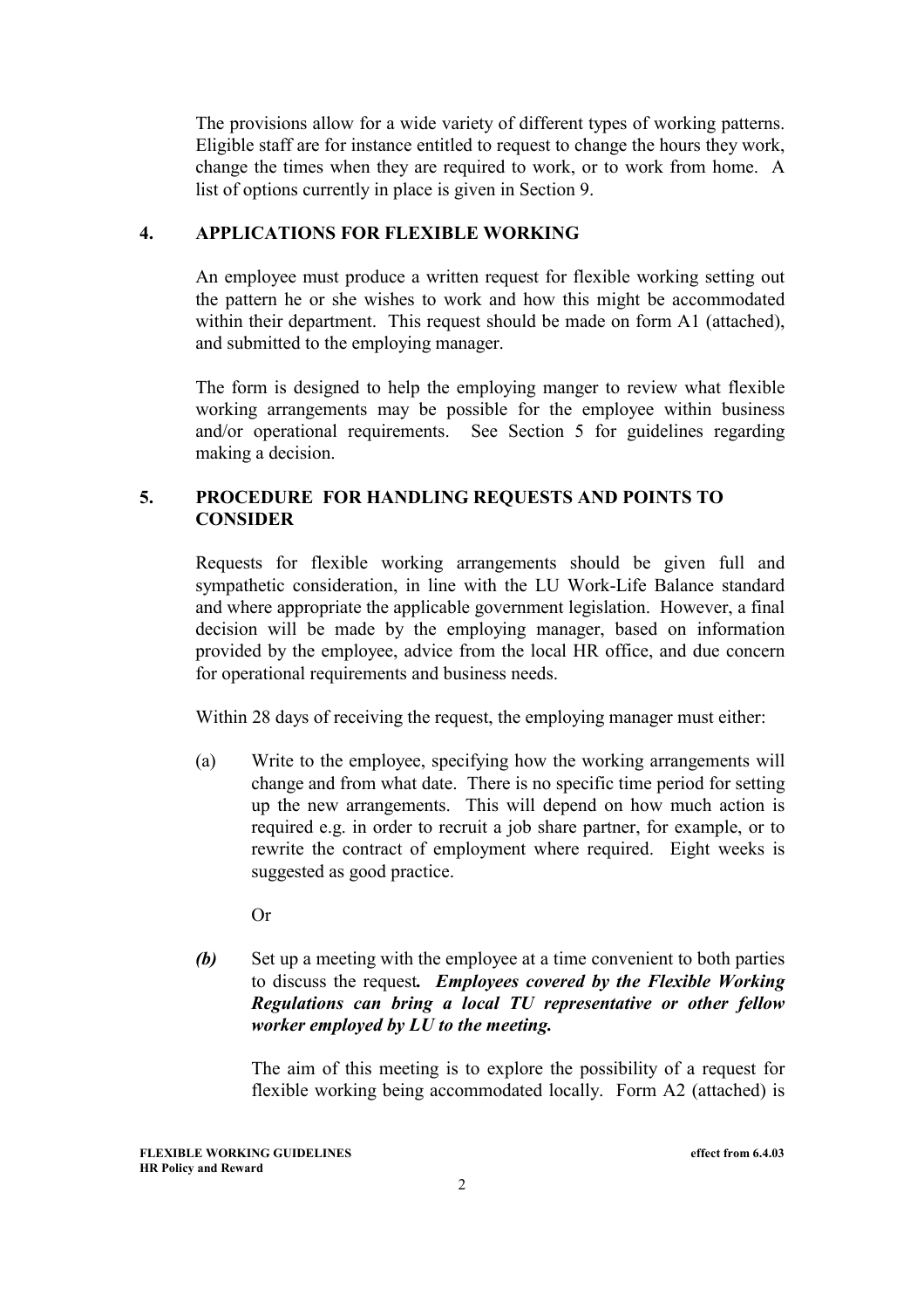The provisions allow for a wide variety of different types of working patterns. Eligible staff are for instance entitled to request to change the hours they work, change the times when they are required to work, or to work from home. A list of options currently in place is given in Section 9.

## 4. APPLICATIONS FOR FLEXIBLE WORKING

An employee must produce a written request for flexible working setting out the pattern he or she wishes to work and how this might be accommodated within their department. This request should be made on form A1 (attached), and submitted to the employing manager.

The form is designed to help the employing manger to review what flexible working arrangements may be possible for the employee within business and/or operational requirements. See Section 5 for guidelines regarding making a decision.

## 5. PROCEDURE FOR HANDLING REQUESTS AND POINTS TO CONSIDER

Requests for flexible working arrangements should be given full and sympathetic consideration, in line with the LU Work-Life Balance standard and where appropriate the applicable government legislation. However, a final decision will be made by the employing manager, based on information provided by the employee, advice from the local HR office, and due concern for operational requirements and business needs.

Within 28 days of receiving the request, the employing manager must either:

(a) Write to the employee, specifying how the working arrangements will change and from what date. There is no specific time period for setting up the new arrangements. This will depend on how much action is required e.g. in order to recruit a job share partner, for example, or to rewrite the contract of employment where required. Eight weeks is suggested as good practice.

Or

***(b)*** Set up a meeting with the employee at a time convenient to both parties to discuss the request***. Employees covered by the Flexible Working Regulations can bring a local TU representative or other fellow worker employed by LU to the meeting.***

The aim of this meeting is to explore the possibility of a request for flexible working being accommodated locally. Form A2 (attached) is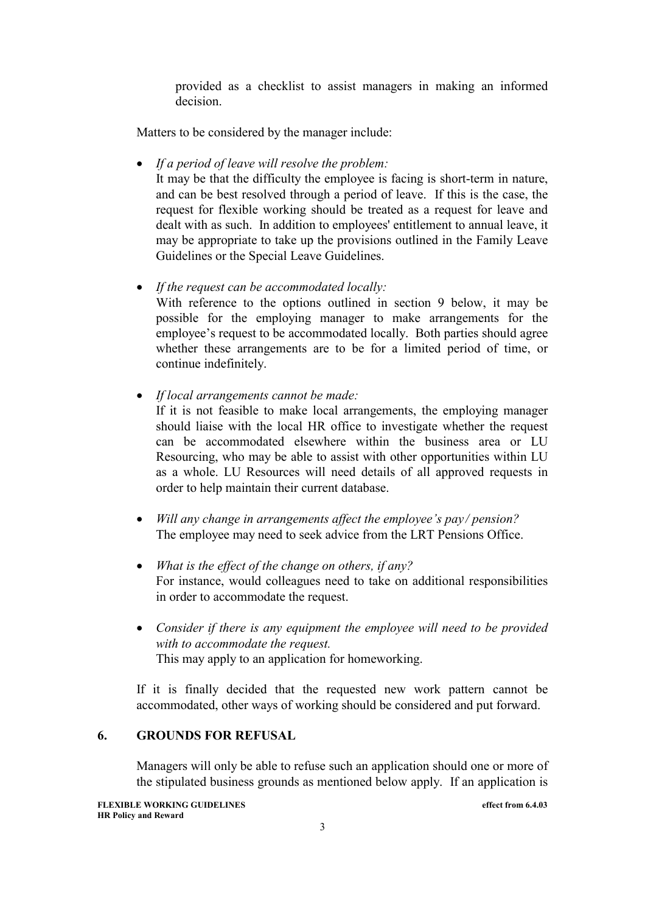provided as a checklist to assist managers in making an informed decision.

Matters to be considered by the manager include:

- *If a period of leave will resolve the problem:*
  It may be that the difficulty the employee is facing is short-term in nature, and can be best resolved through a period of leave. If this is the case, the request for flexible working should be treated as a request for leave and dealt with as such. In addition to employees' entitlement to annual leave, it may be appropriate to take up the provisions outlined in the Family Leave Guidelines or the Special Leave Guidelines.

- *If the request can be accommodated locally:*
  With reference to the options outlined in section 9 below, it may be possible for the employing manager to make arrangements for the employee's request to be accommodated locally. Both parties should agree whether these arrangements are to be for a limited period of time, or continue indefinitely.

- *If local arrangements cannot be made:*
  If it is not feasible to make local arrangements, the employing manager should liaise with the local HR office to investigate whether the request can be accommodated elsewhere within the business area or LU Resourcing, who may be able to assist with other opportunities within LU as a whole. LU Resources will need details of all approved requests in order to help maintain their current database.

- *Will any change in arrangements affect the employee's pay / pension?*
  The employee may need to seek advice from the LRT Pensions Office.

- *What is the effect of the change on others, if any?*
  For instance, would colleagues need to take on additional responsibilities in order to accommodate the request.

- *Consider if there is any equipment the employee will need to be provided with to accommodate the request.*
  This may apply to an application for homeworking.

If it is finally decided that the requested new work pattern cannot be accommodated, other ways of working should be considered and put forward.

## 6. GROUNDS FOR REFUSAL

Managers will only be able to refuse such an application should one or more of the stipulated business grounds as mentioned below apply. If an application is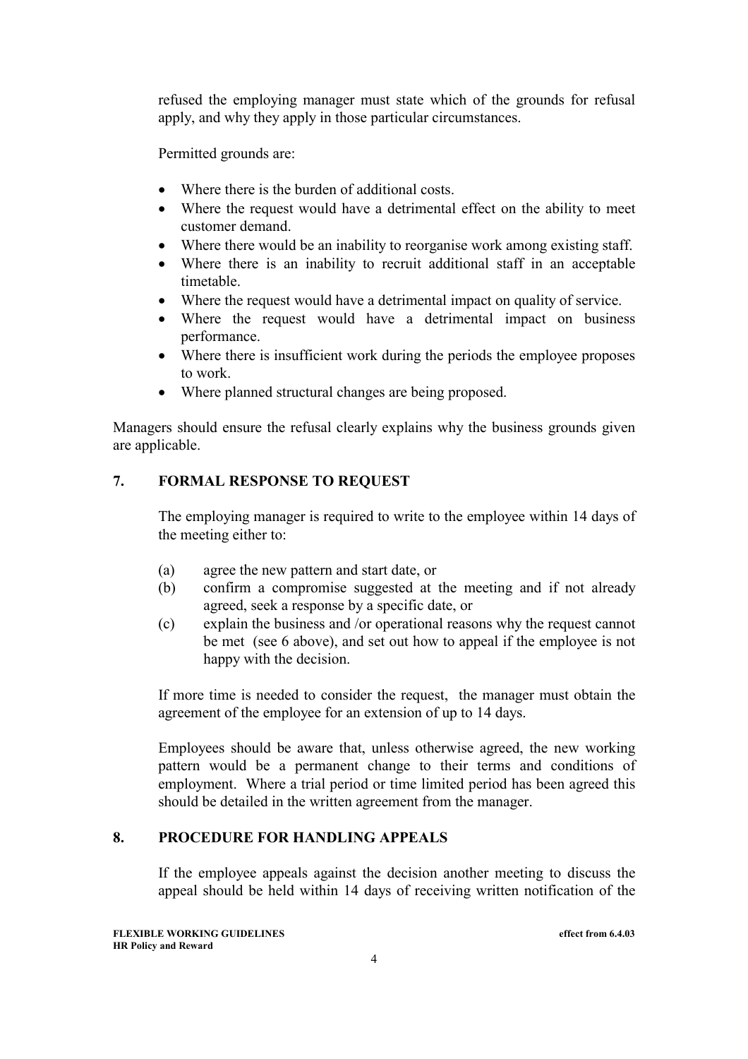refused the employing manager must state which of the grounds for refusal apply, and why they apply in those particular circumstances.

Permitted grounds are:

- Where there is the burden of additional costs.
- Where the request would have a detrimental effect on the ability to meet customer demand.
- Where there would be an inability to reorganise work among existing staff.
- Where there is an inability to recruit additional staff in an acceptable timetable.
- Where the request would have a detrimental impact on quality of service.
- Where the request would have a detrimental impact on business performance.
- Where there is insufficient work during the periods the employee proposes to work.
- Where planned structural changes are being proposed.

Managers should ensure the refusal clearly explains why the business grounds given are applicable.

## 7. FORMAL RESPONSE TO REQUEST

The employing manager is required to write to the employee within 14 days of the meeting either to:

(a) agree the new pattern and start date, or
(b) confirm a compromise suggested at the meeting and if not already agreed, seek a response by a specific date, or
(c) explain the business and /or operational reasons why the request cannot be met (see 6 above), and set out how to appeal if the employee is not happy with the decision.

If more time is needed to consider the request, the manager must obtain the agreement of the employee for an extension of up to 14 days.

Employees should be aware that, unless otherwise agreed, the new working pattern would be a permanent change to their terms and conditions of employment. Where a trial period or time limited period has been agreed this should be detailed in the written agreement from the manager.

## 8. PROCEDURE FOR HANDLING APPEALS

If the employee appeals against the decision another meeting to discuss the appeal should be held within 14 days of receiving written notification of the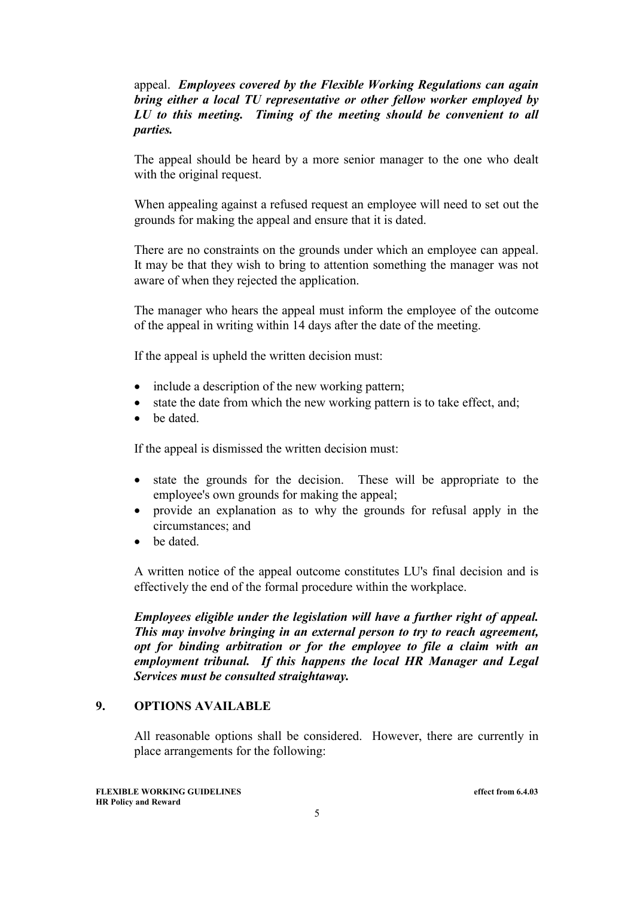appeal. ***Employees covered by the Flexible Working Regulations can again bring either a local TU representative or other fellow worker employed by LU to this meeting. Timing of the meeting should be convenient to all parties.***

The appeal should be heard by a more senior manager to the one who dealt with the original request.

When appealing against a refused request an employee will need to set out the grounds for making the appeal and ensure that it is dated.

There are no constraints on the grounds under which an employee can appeal. It may be that they wish to bring to attention something the manager was not aware of when they rejected the application.

The manager who hears the appeal must inform the employee of the outcome of the appeal in writing within 14 days after the date of the meeting.

If the appeal is upheld the written decision must:

- include a description of the new working pattern;
- state the date from which the new working pattern is to take effect, and;
- be dated.

If the appeal is dismissed the written decision must:

- state the grounds for the decision. These will be appropriate to the employee's own grounds for making the appeal;
- provide an explanation as to why the grounds for refusal apply in the circumstances; and
- be dated.

A written notice of the appeal outcome constitutes LU's final decision and is effectively the end of the formal procedure within the workplace.

***Employees eligible under the legislation will have a further right of appeal. This may involve bringing in an external person to try to reach agreement, opt for binding arbitration or for the employee to file a claim with an employment tribunal. If this happens the local HR Manager and Legal Services must be consulted straightaway.***

## 9. OPTIONS AVAILABLE

All reasonable options shall be considered. However, there are currently in place arrangements for the following: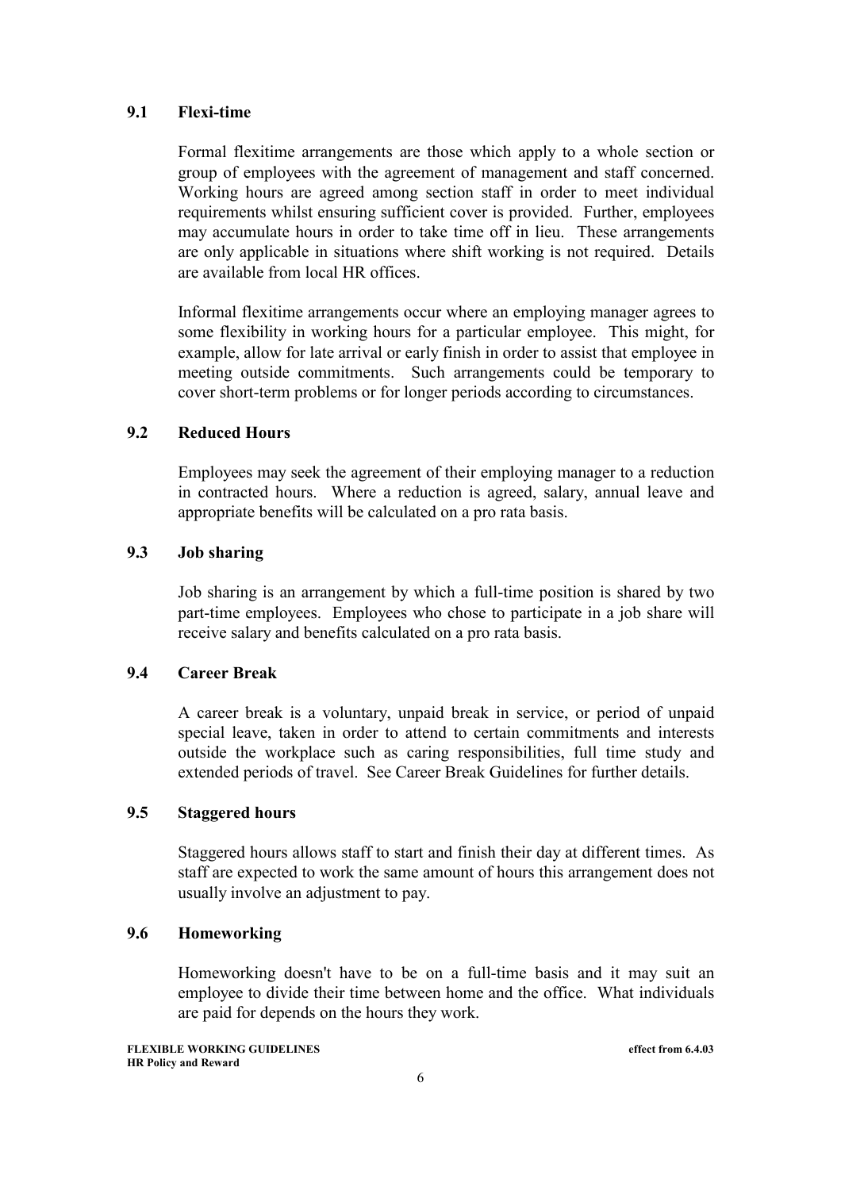### 9.1 Flexi-time

Formal flexitime arrangements are those which apply to a whole section or group of employees with the agreement of management and staff concerned. Working hours are agreed among section staff in order to meet individual requirements whilst ensuring sufficient cover is provided. Further, employees may accumulate hours in order to take time off in lieu. These arrangements are only applicable in situations where shift working is not required. Details are available from local HR offices.

Informal flexitime arrangements occur where an employing manager agrees to some flexibility in working hours for a particular employee. This might, for example, allow for late arrival or early finish in order to assist that employee in meeting outside commitments. Such arrangements could be temporary to cover short-term problems or for longer periods according to circumstances.

### 9.2 Reduced Hours

Employees may seek the agreement of their employing manager to a reduction in contracted hours. Where a reduction is agreed, salary, annual leave and appropriate benefits will be calculated on a pro rata basis.

### 9.3 Job sharing

Job sharing is an arrangement by which a full-time position is shared by two part-time employees. Employees who chose to participate in a job share will receive salary and benefits calculated on a pro rata basis.

### 9.4 Career Break

A career break is a voluntary, unpaid break in service, or period of unpaid special leave, taken in order to attend to certain commitments and interests outside the workplace such as caring responsibilities, full time study and extended periods of travel. See Career Break Guidelines for further details.

### 9.5 Staggered hours

Staggered hours allows staff to start and finish their day at different times. As staff are expected to work the same amount of hours this arrangement does not usually involve an adjustment to pay.

### 9.6 Homeworking

Homeworking doesn't have to be on a full-time basis and it may suit an employee to divide their time between home and the office. What individuals are paid for depends on the hours they work.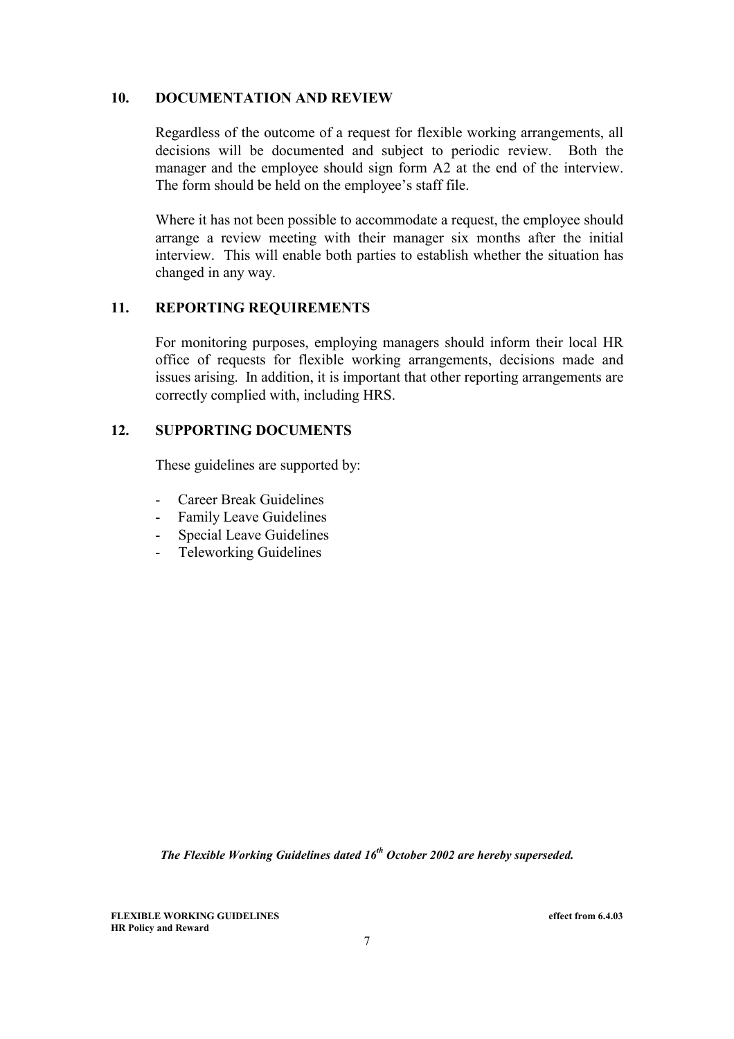## 10. DOCUMENTATION AND REVIEW

Regardless of the outcome of a request for flexible working arrangements, all decisions will be documented and subject to periodic review. Both the manager and the employee should sign form A2 at the end of the interview. The form should be held on the employee's staff file.

Where it has not been possible to accommodate a request, the employee should arrange a review meeting with their manager six months after the initial interview. This will enable both parties to establish whether the situation has changed in any way.

## 11. REPORTING REQUIREMENTS

For monitoring purposes, employing managers should inform their local HR office of requests for flexible working arrangements, decisions made and issues arising. In addition, it is important that other reporting arrangements are correctly complied with, including HRS.

## 12. SUPPORTING DOCUMENTS

These guidelines are supported by:

- Career Break Guidelines
- Family Leave Guidelines
- Special Leave Guidelines
- Teleworking Guidelines

***The Flexible Working Guidelines dated 16th October 2002 are hereby superseded.***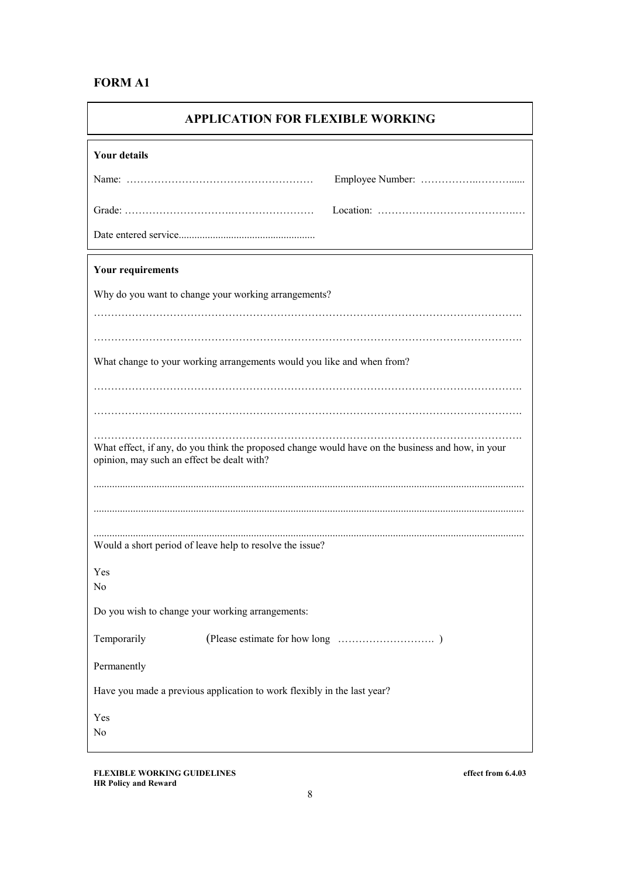**FORM A1**

## APPLICATION FOR FLEXIBLE WORKING

**Your details**

Name: ……………………………………………… Employee Number: ……………..……….....

Grade: ……………………………..…………………… Location: …………………………………..…

Date entered service....................................................

**Your requirements**

Why do you want to change your working arrangements?

……………………………………………………………………………………………………….

……………………………………………………………………………………………………….

What change to your working arrangements would you like and when from?

……………………………………………………………………………………………………….

……………………………………………………………………………………………………….

……………………………………………………………………………………………………….

What effect, if any, do you think the proposed change would have on the business and how, in your opinion, may such an effect be dealt with?

.................................................................................................................................................

.................................................................................................................................................

.................................................................................................................................................

Would a short period of leave help to resolve the issue?

Yes

No

Do you wish to change your working arrangements:

Temporarily (Please estimate for how long ……………………… )

Permanently

Have you made a previous application to work flexibly in the last year?

Yes

No

**FLEXIBLE WORKING GUIDELINES** **effect from 6.4.03**
**HR Policy and Reward**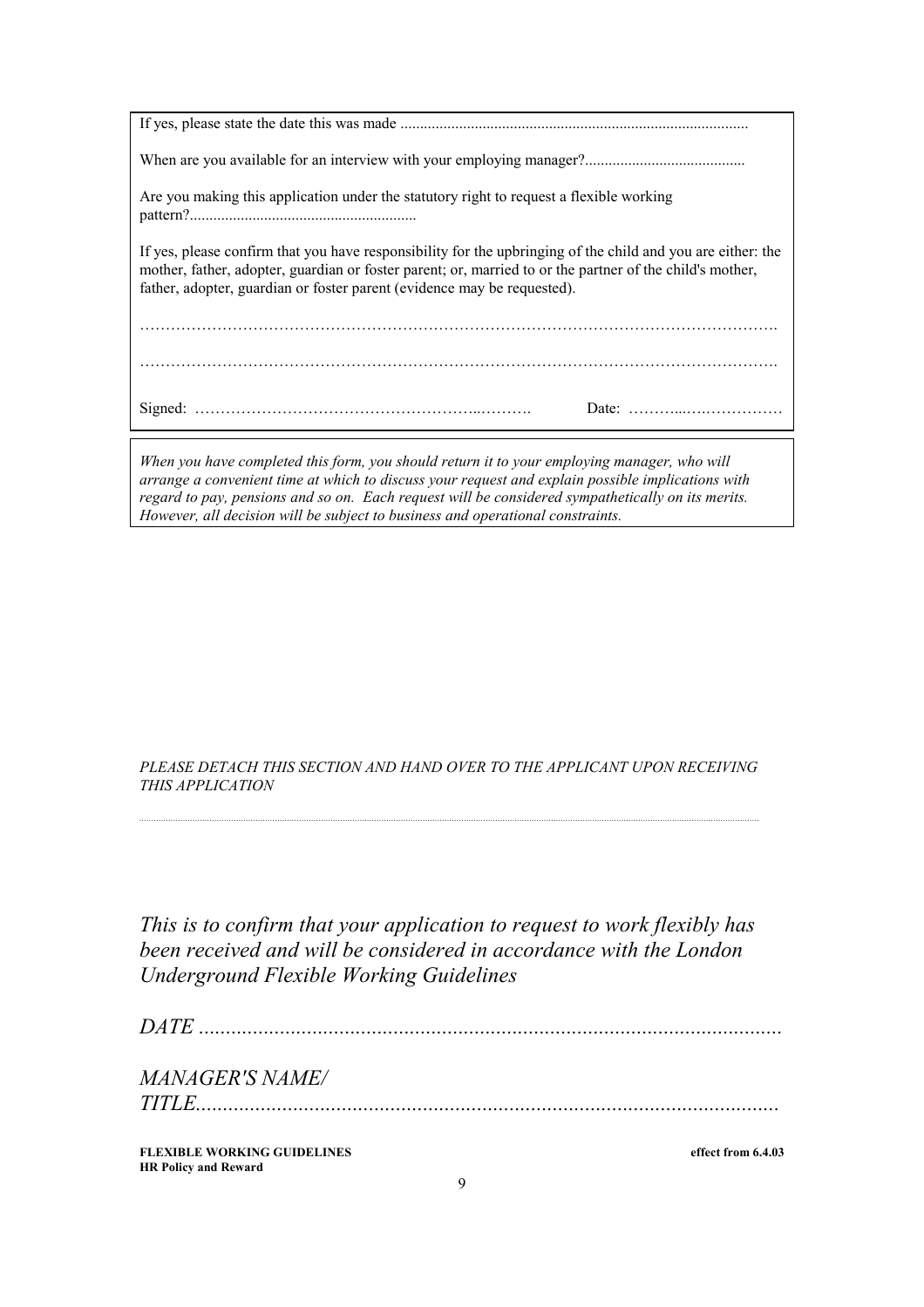If yes, please state the date this was made ........................................................................................

When are you available for an interview with your employing manager?.........................................

Are you making this application under the statutory right to request a flexible working pattern?..........................................................

If yes, please confirm that you have responsibility for the upbringing of the child and you are either: the mother, father, adopter, guardian or foster parent; or, married to or the partner of the child's mother, father, adopter, guardian or foster parent (evidence may be requested).

……………………………………………………………………………………………………………….

……………………………………………………………………………………………………………….

Signed: ………………………………………………..………. Date: ………...….……………

*When you have completed this form, you should return it to your employing manager, who will arrange a convenient time at which to discuss your request and explain possible implications with regard to pay, pensions and so on. Each request will be considered sympathetically on its merits. However, all decision will be subject to business and operational constraints.*

*PLEASE DETACH THIS SECTION AND HAND OVER TO THE APPLICANT UPON RECEIVING THIS APPLICATION*

---

*This is to confirm that your application to request to work flexibly has been received and will be considered in accordance with the London Underground Flexible Working Guidelines*

*DATE ...........................................................................................................*

*MANAGER'S NAME/*
*TITLE..........................................................................................................*

**FLEXIBLE WORKING GUIDELINES** **effect from 6.4.03**
**HR Policy and Reward**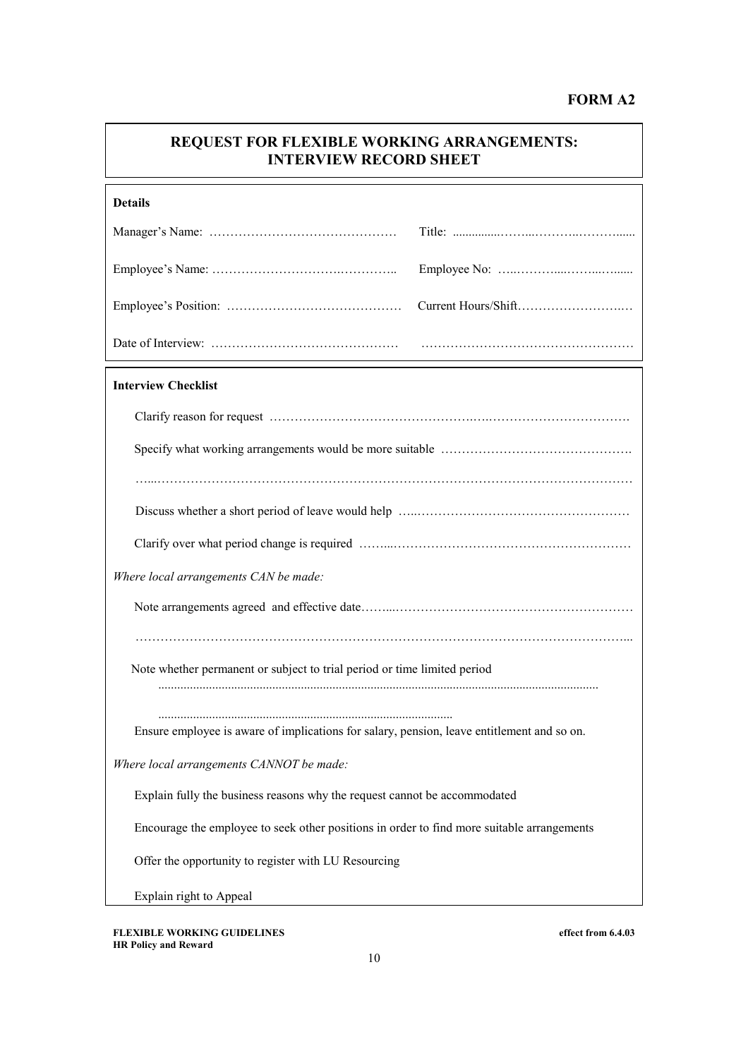**FORM A2**

## REQUEST FOR FLEXIBLE WORKING ARRANGEMENTS: INTERVIEW RECORD SHEET

**Details**

Manager's Name: ……………………………………… Title: ……………………………………

Employee's Name: ……………………………………… Employee No: ……………………………

Employee's Position: ……………………………………… Current Hours/Shift……………………

Date of Interview: ……………………………………… ………………………………………

**Interview Checklist**

Clarify reason for request ……………………………………………………………………………

Specify what working arrangements would be more suitable ………………………………………

…………………………………………………………………………………………………………

Discuss whether a short period of leave would help ……………………………………………

Clarify over what period change is required ……………………………………………………

*Where local arrangements CAN be made:*

Note arrangements agreed and effective date……………………………………………………

…………………………………………………………………………………………………………

Note whether permanent or subject to trial period or time limited period

…………………………………………………………………………………………………………

…………………………………………………………………

Ensure employee is aware of implications for salary, pension, leave entitlement and so on.

*Where local arrangements CANNOT be made:*

Explain fully the business reasons why the request cannot be accommodated

Encourage the employee to seek other positions in order to find more suitable arrangements

Offer the opportunity to register with LU Resourcing

Explain right to Appeal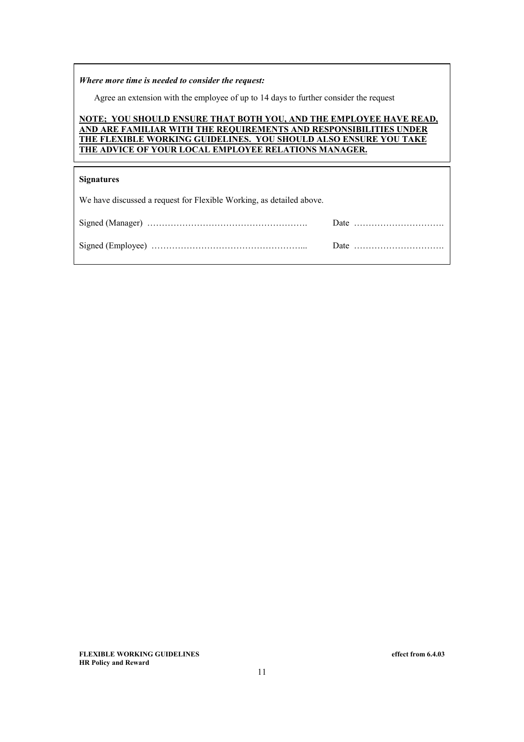***Where more time is needed to consider the request:***

Agree an extension with the employee of up to 14 days to further consider the request

**NOTE; YOU SHOULD ENSURE THAT BOTH YOU, AND THE EMPLOYEE HAVE READ, AND ARE FAMILIAR WITH THE REQUIREMENTS AND RESPONSIBILITIES UNDER THE FLEXIBLE WORKING GUIDELINES. YOU SHOULD ALSO ENSURE YOU TAKE THE ADVICE OF YOUR LOCAL EMPLOYEE RELATIONS MANAGER.**

**Signatures**

We have discussed a request for Flexible Working, as detailed above.

Signed (Manager) ………………………………………………. Date ………………………….

Signed (Employee) ……………………………………………... Date ………………………….